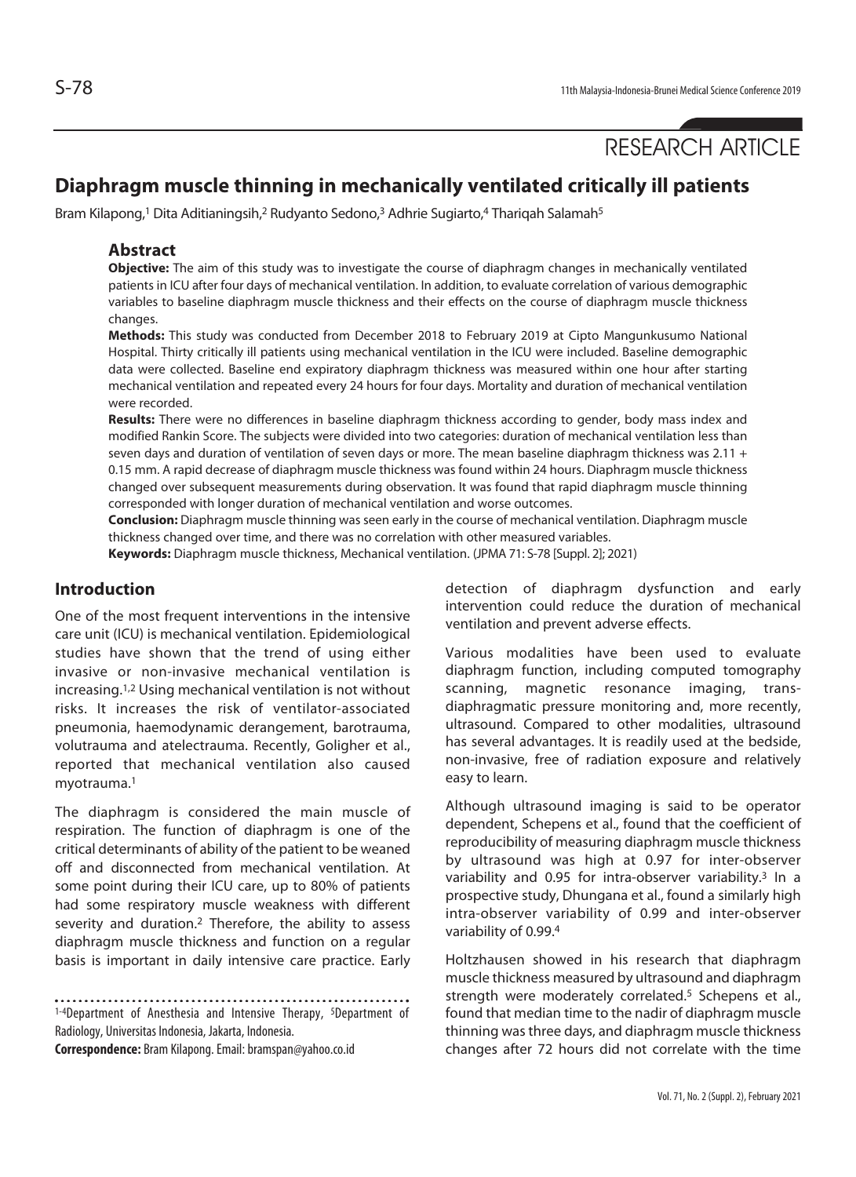RESEARCH ARTICLE

# Diaphragm muscle thinning in mechanically ventilated critically ill patients

Bram Kilapong,[1] Dita Aditianingsih,[2] Rudyanto Sedono,[3] Adhrie Sugiarto,[4] Thariqah Salamah[5]

## Abstract

**Objective:** The aim of this study was to investigate the course of diaphragm changes in mechanically ventilated patients in ICU after four days of mechanical ventilation. In addition, to evaluate correlation of various demographic variables to baseline diaphragm muscle thickness and their effects on the course of diaphragm muscle thickness changes.

**Methods:** This study was conducted from December 2018 to February 2019 at Cipto Mangunkusumo National Hospital. Thirty critically ill patients using mechanical ventilation in the ICU were included. Baseline demographic data were collected. Baseline end expiratory diaphragm thickness was measured within one hour after starting mechanical ventilation and repeated every 24 hours for four days. Mortality and duration of mechanical ventilation were recorded.

**Results:** There were no differences in baseline diaphragm thickness according to gender, body mass index and modified Rankin Score. The subjects were divided into two categories: duration of mechanical ventilation less than seven days and duration of ventilation of seven days or more. The mean baseline diaphragm thickness was 2.11 + 0.15 mm. A rapid decrease of diaphragm muscle thickness was found within 24 hours. Diaphragm muscle thickness changed over subsequent measurements during observation. It was found that rapid diaphragm muscle thinning corresponded with longer duration of mechanical ventilation and worse outcomes.

**Conclusion:** Diaphragm muscle thinning was seen early in the course of mechanical ventilation. Diaphragm muscle thickness changed over time, and there was no correlation with other measured variables.

**Keywords:** Diaphragm muscle thickness, Mechanical ventilation. (JPMA 71: S-78 [Suppl. 2]; 2021)

## Introduction

One of the most frequent interventions in the intensive care unit (ICU) is mechanical ventilation. Epidemiological studies have shown that the trend of using either invasive or non-invasive mechanical ventilation is increasing.[1,2] Using mechanical ventilation is not without risks. It increases the risk of ventilator-associated pneumonia, haemodynamic derangement, barotrauma, volutrauma and atelectrauma. Recently, Goligher et al., reported that mechanical ventilation also caused myotrauma.[1]

The diaphragm is considered the main muscle of respiration. The function of diaphragm is one of the critical determinants of ability of the patient to be weaned off and disconnected from mechanical ventilation. At some point during their ICU care, up to 80% of patients had some respiratory muscle weakness with different severity and duration.[2] Therefore, the ability to assess diaphragm muscle thickness and function on a regular basis is important in daily intensive care practice. Early detection of diaphragm dysfunction and early intervention could reduce the duration of mechanical ventilation and prevent adverse effects.

Various modalities have been used to evaluate diaphragm function, including computed tomography scanning, magnetic resonance imaging, trans-diaphragmatic pressure monitoring and, more recently, ultrasound. Compared to other modalities, ultrasound has several advantages. It is readily used at the bedside, non-invasive, free of radiation exposure and relatively easy to learn.

Although ultrasound imaging is said to be operator dependent, Schepens et al., found that the coefficient of reproducibility of measuring diaphragm muscle thickness by ultrasound was high at 0.97 for inter-observer variability and 0.95 for intra-observer variability.[3] In a prospective study, Dhungana et al., found a similarly high intra-observer variability of 0.99 and inter-observer variability of 0.99.[4]

Holtzhausen showed in his research that diaphragm muscle thickness measured by ultrasound and diaphragm strength were moderately correlated.[5] Schepens et al., found that median time to the nadir of diaphragm muscle thinning was three days, and diaphragm muscle thickness changes after 72 hours did not correlate with the time

---

[1-4]Department of Anesthesia and Intensive Therapy, [5]Department of Radiology, Universitas Indonesia, Jakarta, Indonesia.

**Correspondence:** Bram Kilapong. Email: bramspan@yahoo.co.id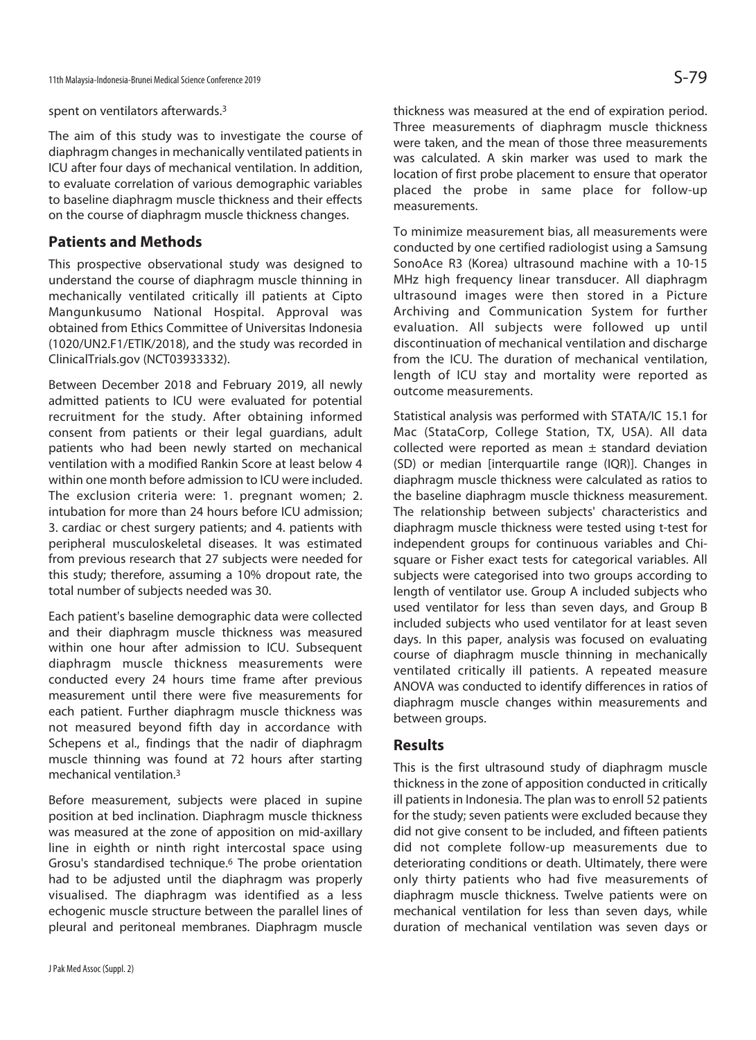spent on ventilators afterwards.[3]

The aim of this study was to investigate the course of diaphragm changes in mechanically ventilated patients in ICU after four days of mechanical ventilation. In addition, to evaluate correlation of various demographic variables to baseline diaphragm muscle thickness and their effects on the course of diaphragm muscle thickness changes.

## Patients and Methods

This prospective observational study was designed to understand the course of diaphragm muscle thinning in mechanically ventilated critically ill patients at Cipto Mangunkusumo National Hospital. Approval was obtained from Ethics Committee of Universitas Indonesia (1020/UN2.F1/ETIK/2018), and the study was recorded in ClinicalTrials.gov (NCT03933332).

Between December 2018 and February 2019, all newly admitted patients to ICU were evaluated for potential recruitment for the study. After obtaining informed consent from patients or their legal guardians, adult patients who had been newly started on mechanical ventilation with a modified Rankin Score at least below 4 within one month before admission to ICU were included. The exclusion criteria were: 1. pregnant women; 2. intubation for more than 24 hours before ICU admission; 3. cardiac or chest surgery patients; and 4. patients with peripheral musculoskeletal diseases. It was estimated from previous research that 27 subjects were needed for this study; therefore, assuming a 10% dropout rate, the total number of subjects needed was 30.

Each patient's baseline demographic data were collected and their diaphragm muscle thickness was measured within one hour after admission to ICU. Subsequent diaphragm muscle thickness measurements were conducted every 24 hours time frame after previous measurement until there were five measurements for each patient. Further diaphragm muscle thickness was not measured beyond fifth day in accordance with Schepens et al., findings that the nadir of diaphragm muscle thinning was found at 72 hours after starting mechanical ventilation.[3]

Before measurement, subjects were placed in supine position at bed inclination. Diaphragm muscle thickness was measured at the zone of apposition on mid-axillary line in eighth or ninth right intercostal space using Grosu's standardised technique.[6] The probe orientation had to be adjusted until the diaphragm was properly visualised. The diaphragm was identified as a less echogenic muscle structure between the parallel lines of pleural and peritoneal membranes. Diaphragm muscle thickness was measured at the end of expiration period. Three measurements of diaphragm muscle thickness were taken, and the mean of those three measurements was calculated. A skin marker was used to mark the location of first probe placement to ensure that operator placed the probe in same place for follow-up measurements.

To minimize measurement bias, all measurements were conducted by one certified radiologist using a Samsung SonoAce R3 (Korea) ultrasound machine with a 10-15 MHz high frequency linear transducer. All diaphragm ultrasound images were then stored in a Picture Archiving and Communication System for further evaluation. All subjects were followed up until discontinuation of mechanical ventilation and discharge from the ICU. The duration of mechanical ventilation, length of ICU stay and mortality were reported as outcome measurements.

Statistical analysis was performed with STATA/IC 15.1 for Mac (StataCorp, College Station, TX, USA). All data collected were reported as mean ± standard deviation (SD) or median [interquartile range (IQR)]. Changes in diaphragm muscle thickness were calculated as ratios to the baseline diaphragm muscle thickness measurement. The relationship between subjects' characteristics and diaphragm muscle thickness were tested using t-test for independent groups for continuous variables and Chi-square or Fisher exact tests for categorical variables. All subjects were categorised into two groups according to length of ventilator use. Group A included subjects who used ventilator for less than seven days, and Group B included subjects who used ventilator for at least seven days. In this paper, analysis was focused on evaluating course of diaphragm muscle thinning in mechanically ventilated critically ill patients. A repeated measure ANOVA was conducted to identify differences in ratios of diaphragm muscle changes within measurements and between groups.

## Results

This is the first ultrasound study of diaphragm muscle thickness in the zone of apposition conducted in critically ill patients in Indonesia. The plan was to enroll 52 patients for the study; seven patients were excluded because they did not give consent to be included, and fifteen patients did not complete follow-up measurements due to deteriorating conditions or death. Ultimately, there were only thirty patients who had five measurements of diaphragm muscle thickness. Twelve patients were on mechanical ventilation for less than seven days, while duration of mechanical ventilation was seven days or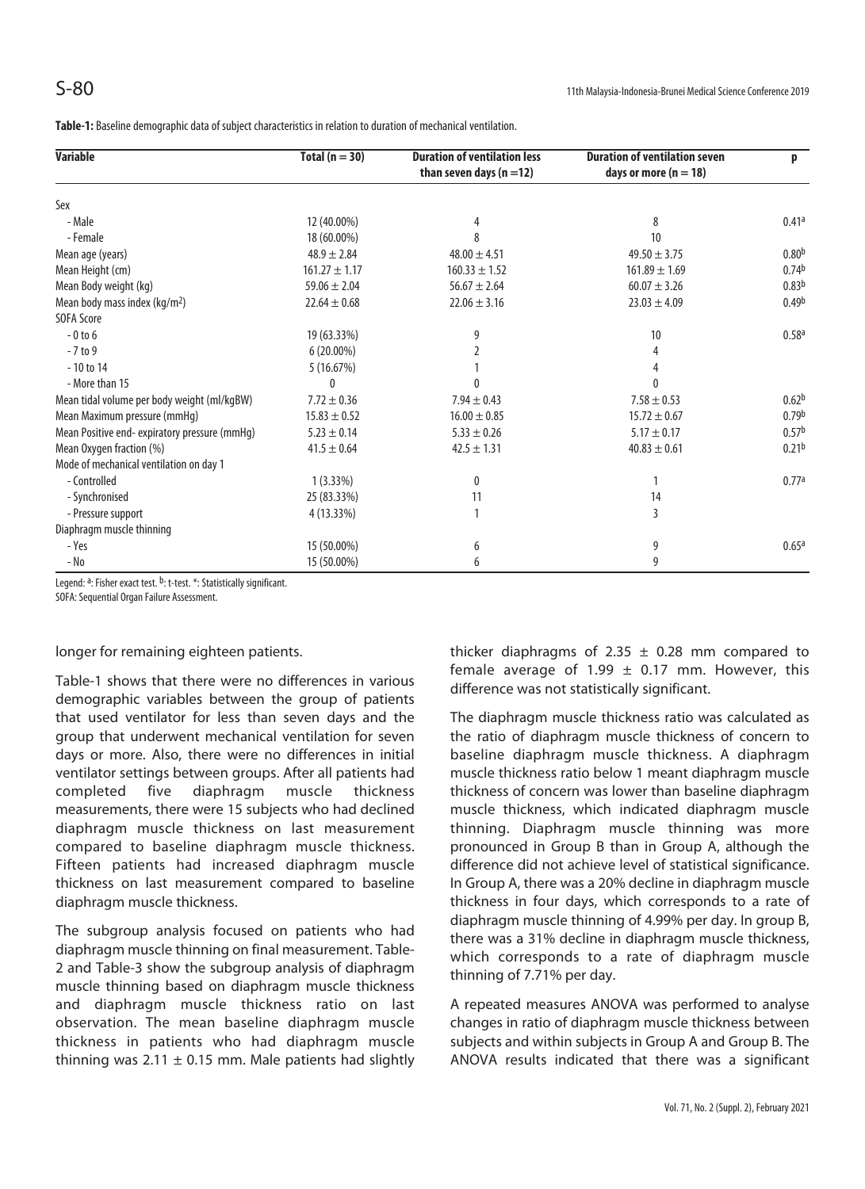**Table-1:** Baseline demographic data of subject characteristics in relation to duration of mechanical ventilation.

| Variable | Total (n = 30) | Duration of ventilation less than seven days (n =12) | Duration of ventilation seven days or more (n = 18) | p |
|---|---|---|---|---|
| Sex | | | | |
| - Male | 12 (40.00%) | 4 | 8 | 0.41[a] |
| - Female | 18 (60.00%) | 8 | 10 | |
| Mean age (years) | 48.9 ± 2.84 | 48.00 ± 4.51 | 49.50 ± 3.75 | 0.80[b] |
| Mean Height (cm) | 161.27 ± 1.17 | 160.33 ± 1.52 | 161.89 ± 1.69 | 0.74[b] |
| Mean Body weight (kg) | 59.06 ± 2.04 | 56.67 ± 2.64 | 60.07 ± 3.26 | 0.83[b] |
| Mean body mass index (kg/m$^2$) | 22.64 ± 0.68 | 22.06 ± 3.16 | 23.03 ± 4.09 | 0.49[b] |
| SOFA Score | | | | |
| - 0 to 6 | 19 (63.33%) | 9 | 10 | 0.58[a] |
| - 7 to 9 | 6 (20.00%) | 2 | 4 | |
| - 10 to 14 | 5 (16.67%) | 1 | 4 | |
| - More than 15 | 0 | 0 | 0 | |
| Mean tidal volume per body weight (ml/kgBW) | 7.72 ± 0.36 | 7.94 ± 0.43 | 7.58 ± 0.53 | 0.62[b] |
| Mean Maximum pressure (mmHg) | 15.83 ± 0.52 | 16.00 ± 0.85 | 15.72 ± 0.67 | 0.79[b] |
| Mean Positive end- expiratory pressure (mmHg) | 5.23 ± 0.14 | 5.33 ± 0.26 | 5.17 ± 0.17 | 0.57[b] |
| Mean Oxygen fraction (%) | 41.5 ± 0.64 | 42.5 ± 1.31 | 40.83 ± 0.61 | 0.21[b] |
| Mode of mechanical ventilation on day 1 | | | | |
| - Controlled | 1 (3.33%) | 0 | 1 | 0.77[a] |
| - Synchronised | 25 (83.33%) | 11 | 14 | |
| - Pressure support | 4 (13.33%) | 1 | 3 | |
| Diaphragm muscle thinning | | | | |
| - Yes | 15 (50.00%) | 6 | 9 | 0.65[a] |
| - No | 15 (50.00%) | 6 | 9 | |

Legend: [a]: Fisher exact test. [b]: t-test. *: Statistically significant.
SOFA: Sequential Organ Failure Assessment.

longer for remaining eighteen patients.

Table-1 shows that there were no differences in various demographic variables between the group of patients that used ventilator for less than seven days and the group that underwent mechanical ventilation for seven days or more. Also, there were no differences in initial ventilator settings between groups. After all patients had completed five diaphragm muscle thickness measurements, there were 15 subjects who had declined diaphragm muscle thickness on last measurement compared to baseline diaphragm muscle thickness. Fifteen patients had increased diaphragm muscle thickness on last measurement compared to baseline diaphragm muscle thickness.

The subgroup analysis focused on patients who had diaphragm muscle thinning on final measurement. Table-2 and Table-3 show the subgroup analysis of diaphragm muscle thinning based on diaphragm muscle thickness and diaphragm muscle thickness ratio on last observation. The mean baseline diaphragm muscle thickness in patients who had diaphragm muscle thinning was 2.11 ± 0.15 mm. Male patients had slightly thicker diaphragms of 2.35 ± 0.28 mm compared to female average of 1.99 ± 0.17 mm. However, this difference was not statistically significant.

The diaphragm muscle thickness ratio was calculated as the ratio of diaphragm muscle thickness of concern to baseline diaphragm muscle thickness. A diaphragm muscle thickness ratio below 1 meant diaphragm muscle thickness of concern was lower than baseline diaphragm muscle thickness, which indicated diaphragm muscle thinning. Diaphragm muscle thinning was more pronounced in Group B than in Group A, although the difference did not achieve level of statistical significance. In Group A, there was a 20% decline in diaphragm muscle thickness in four days, which corresponds to a rate of diaphragm muscle thinning of 4.99% per day. In group B, there was a 31% decline in diaphragm muscle thickness, which corresponds to a rate of diaphragm muscle thinning of 7.71% per day.

A repeated measures ANOVA was performed to analyse changes in ratio of diaphragm muscle thickness between subjects and within subjects in Group A and Group B. The ANOVA results indicated that there was a significant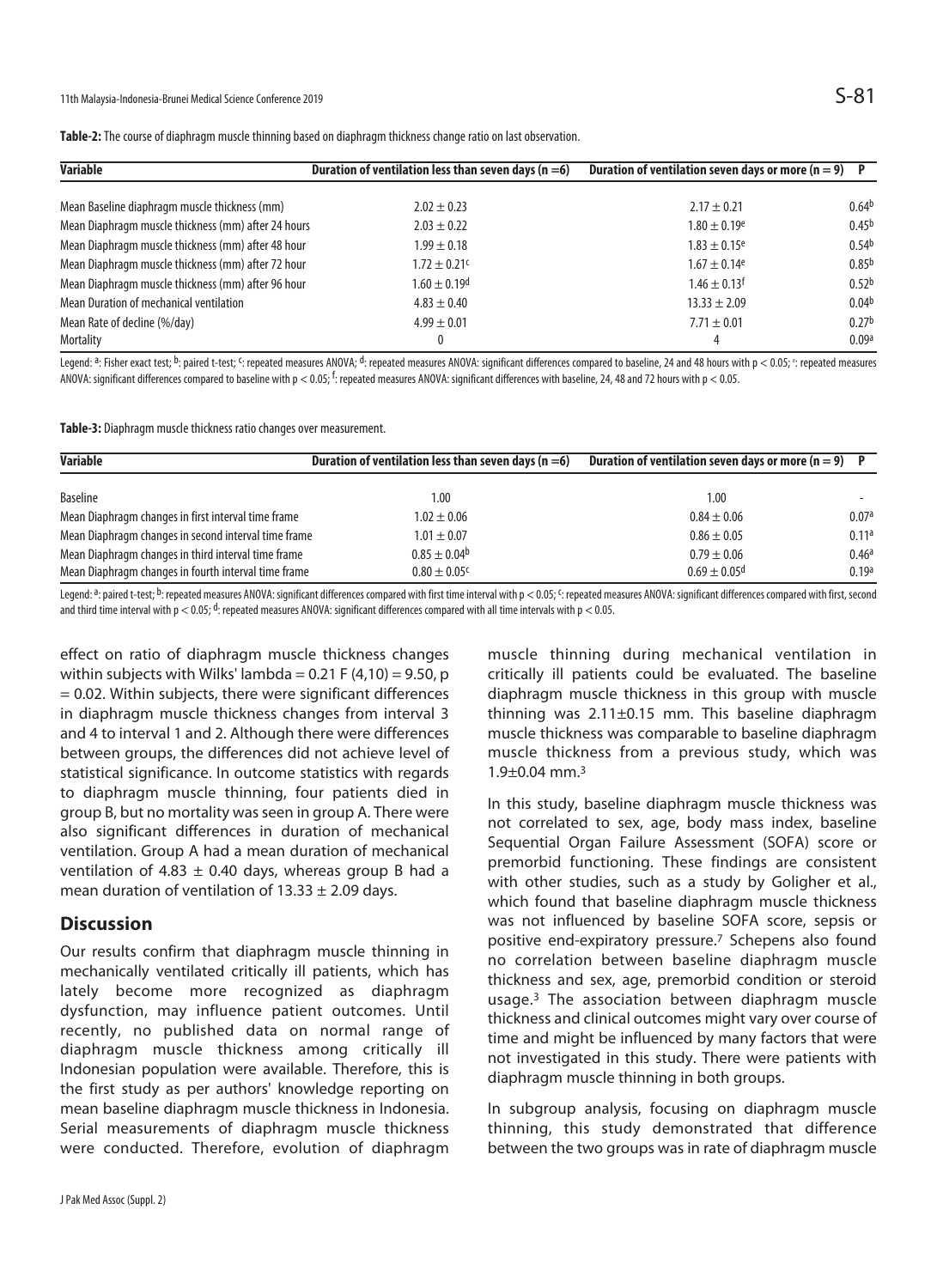**Table-2:** The course of diaphragm muscle thinning based on diaphragm thickness change ratio on last observation.

| Variable | Duration of ventilation less than seven days (n =6) | Duration of ventilation seven days or more (n = 9) | P |
|---|---|---|---|
| Mean Baseline diaphragm muscle thickness (mm) | 2.02 ± 0.23 | 2.17 ± 0.21 | 0.64[b] |
| Mean Diaphragm muscle thickness (mm) after 24 hours | 2.03 ± 0.22 | 1.80 ± 0.19[e] | 0.45[b] |
| Mean Diaphragm muscle thickness (mm) after 48 hour | 1.99 ± 0.18 | 1.83 ± 0.15[e] | 0.54[b] |
| Mean Diaphragm muscle thickness (mm) after 72 hour | 1.72 ± 0.21[c] | 1.67 ± 0.14[e] | 0.85[b] |
| Mean Diaphragm muscle thickness (mm) after 96 hour | 1.60 ± 0.19[d] | 1.46 ± 0.13[f] | 0.52[b] |
| Mean Duration of mechanical ventilation | 4.83 ± 0.40 | 13.33 ± 2.09 | 0.04[b] |
| Mean Rate of decline (%/day) | 4.99 ± 0.01 | 7.71 ± 0.01 | 0.27[b] |
| Mortality | 0 | 4 | 0.09[a] |

Legend: [a]: Fisher exact test; [b]: paired t-test; [c]: repeated measures ANOVA; [d]: repeated measures ANOVA: significant differences compared to baseline, 24 and 48 hours with $p < 0.05$; [e]: repeated measures ANOVA: significant differences compared to baseline with $p < 0.05$; [f]: repeated measures ANOVA: significant differences with baseline, 24, 48 and 72 hours with $p < 0.05$.

**Table-3:** Diaphragm muscle thickness ratio changes over measurement.

| Variable | Duration of ventilation less than seven days (n =6) | Duration of ventilation seven days or more (n = 9) | P |
|---|---|---|---|
| Baseline | 1.00 | 1.00 | - |
| Mean Diaphragm changes in first interval time frame | 1.02 ± 0.06 | 0.84 ± 0.06 | 0.07[a] |
| Mean Diaphragm changes in second interval time frame | 1.01 ± 0.07 | 0.86 ± 0.05 | 0.11[a] |
| Mean Diaphragm changes in third interval time frame | 0.85 ± 0.04[b] | 0.79 ± 0.06 | 0.46[a] |
| Mean Diaphragm changes in fourth interval time frame | 0.80 ± 0.05[c] | 0.69 ± 0.05[d] | 0.19[a] |

Legend: [a]: paired t-test; [b]: repeated measures ANOVA: significant differences compared with first time interval with $p < 0.05$; [c]: repeated measures ANOVA: significant differences compared with first, second and third time interval with $p < 0.05$; [d]: repeated measures ANOVA: significant differences compared with all time intervals with $p < 0.05$.

effect on ratio of diaphragm muscle thickness changes within subjects with Wilks' lambda = 0.21 $F(4,10) = 9.50$, $p = 0.02$. Within subjects, there were significant differences in diaphragm muscle thickness changes from interval 3 and 4 to interval 1 and 2. Although there were differences between groups, the differences did not achieve level of statistical significance. In outcome statistics with regards to diaphragm muscle thinning, four patients died in group B, but no mortality was seen in group A. There were also significant differences in duration of mechanical ventilation. Group A had a mean duration of mechanical ventilation of 4.83 ± 0.40 days, whereas group B had a mean duration of ventilation of 13.33 ± 2.09 days.

## Discussion

Our results confirm that diaphragm muscle thinning in mechanically ventilated critically ill patients, which has lately become more recognized as diaphragm dysfunction, may influence patient outcomes. Until recently, no published data on normal range of diaphragm muscle thickness among critically ill Indonesian population were available. Therefore, this is the first study as per authors' knowledge reporting on mean baseline diaphragm muscle thickness in Indonesia. Serial measurements of diaphragm muscle thickness were conducted. Therefore, evolution of diaphragm muscle thinning during mechanical ventilation in critically ill patients could be evaluated. The baseline diaphragm muscle thickness in this group with muscle thinning was 2.11±0.15 mm. This baseline diaphragm muscle thickness was comparable to baseline diaphragm muscle thickness from a previous study, which was 1.9±0.04 mm.[3]

In this study, baseline diaphragm muscle thickness was not correlated to sex, age, body mass index, baseline Sequential Organ Failure Assessment (SOFA) score or premorbid functioning. These findings are consistent with other studies, such as a study by Goligher et al., which found that baseline diaphragm muscle thickness was not influenced by baseline SOFA score, sepsis or positive end-expiratory pressure.[7] Schepens also found no correlation between baseline diaphragm muscle thickness and sex, age, premorbid condition or steroid usage.[3] The association between diaphragm muscle thickness and clinical outcomes might vary over course of time and might be influenced by many factors that were not investigated in this study. There were patients with diaphragm muscle thinning in both groups.

In subgroup analysis, focusing on diaphragm muscle thinning, this study demonstrated that difference between the two groups was in rate of diaphragm muscle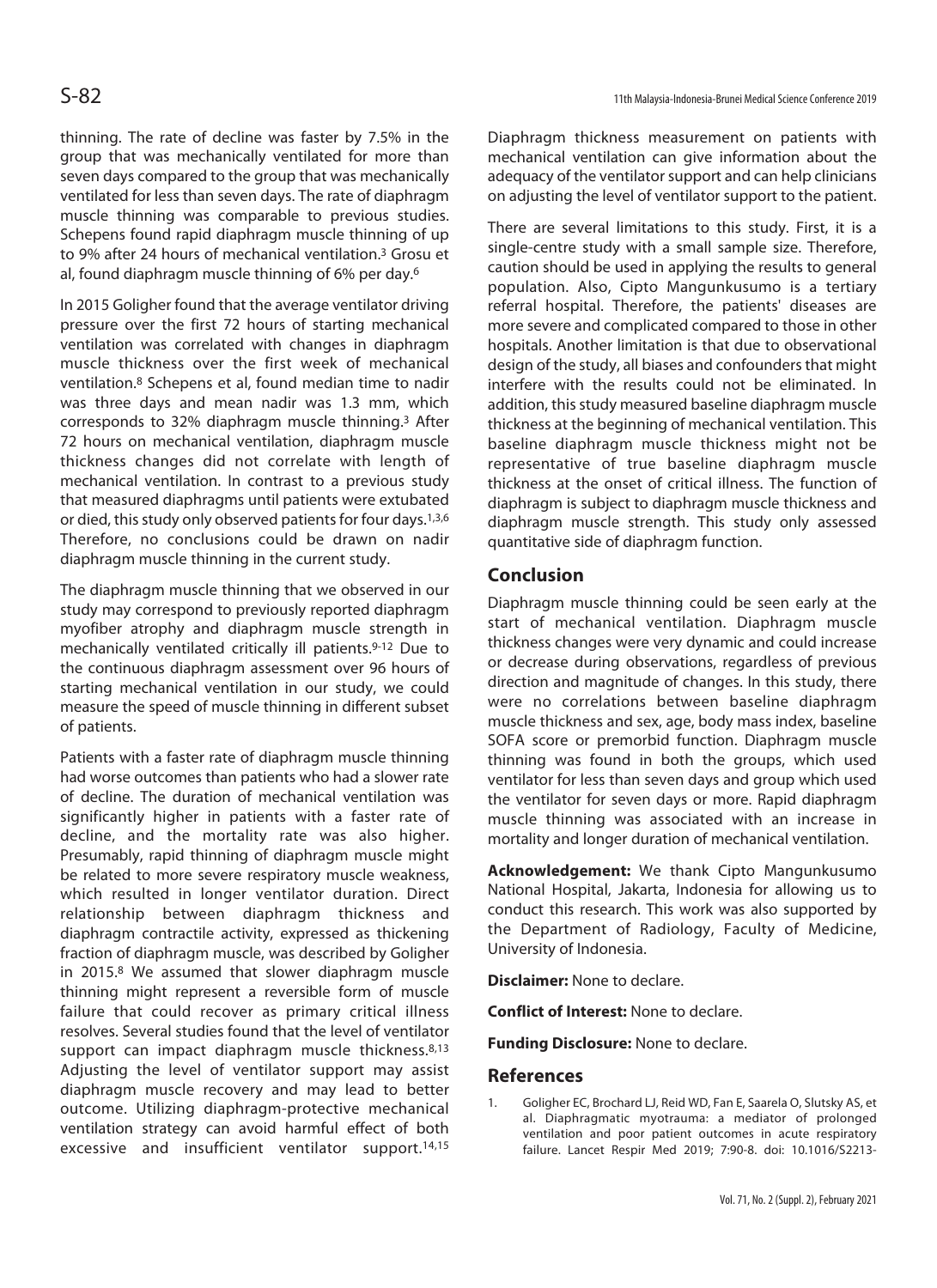thinning. The rate of decline was faster by 7.5% in the group that was mechanically ventilated for more than seven days compared to the group that was mechanically ventilated for less than seven days. The rate of diaphragm muscle thinning was comparable to previous studies. Schepens found rapid diaphragm muscle thinning of up to 9% after 24 hours of mechanical ventilation.[3] Grosu et al, found diaphragm muscle thinning of 6% per day.[6]

In 2015 Goligher found that the average ventilator driving pressure over the first 72 hours of starting mechanical ventilation was correlated with changes in diaphragm muscle thickness over the first week of mechanical ventilation.[8] Schepens et al, found median time to nadir was three days and mean nadir was 1.3 mm, which corresponds to 32% diaphragm muscle thinning.[3] After 72 hours on mechanical ventilation, diaphragm muscle thickness changes did not correlate with length of mechanical ventilation. In contrast to a previous study that measured diaphragms until patients were extubated or died, this study only observed patients for four days.[1,3,6] Therefore, no conclusions could be drawn on nadir diaphragm muscle thinning in the current study.

The diaphragm muscle thinning that we observed in our study may correspond to previously reported diaphragm myofiber atrophy and diaphragm muscle strength in mechanically ventilated critically ill patients.[9-12] Due to the continuous diaphragm assessment over 96 hours of starting mechanical ventilation in our study, we could measure the speed of muscle thinning in different subset of patients.

Patients with a faster rate of diaphragm muscle thinning had worse outcomes than patients who had a slower rate of decline. The duration of mechanical ventilation was significantly higher in patients with a faster rate of decline, and the mortality rate was also higher. Presumably, rapid thinning of diaphragm muscle might be related to more severe respiratory muscle weakness, which resulted in longer ventilator duration. Direct relationship between diaphragm thickness and diaphragm contractile activity, expressed as thickening fraction of diaphragm muscle, was described by Goligher in 2015.[8] We assumed that slower diaphragm muscle thinning might represent a reversible form of muscle failure that could recover as primary critical illness resolves. Several studies found that the level of ventilator support can impact diaphragm muscle thickness.[8,13] Adjusting the level of ventilator support may assist diaphragm muscle recovery and may lead to better outcome. Utilizing diaphragm-protective mechanical ventilation strategy can avoid harmful effect of both excessive and insufficient ventilator support.[14,15] Diaphragm thickness measurement on patients with mechanical ventilation can give information about the adequacy of the ventilator support and can help clinicians on adjusting the level of ventilator support to the patient.

There are several limitations to this study. First, it is a single-centre study with a small sample size. Therefore, caution should be used in applying the results to general population. Also, Cipto Mangunkusumo is a tertiary referral hospital. Therefore, the patients' diseases are more severe and complicated compared to those in other hospitals. Another limitation is that due to observational design of the study, all biases and confounders that might interfere with the results could not be eliminated. In addition, this study measured baseline diaphragm muscle thickness at the beginning of mechanical ventilation. This baseline diaphragm muscle thickness might not be representative of true baseline diaphragm muscle thickness at the onset of critical illness. The function of diaphragm is subject to diaphragm muscle thickness and diaphragm muscle strength. This study only assessed quantitative side of diaphragm function.

## Conclusion

Diaphragm muscle thinning could be seen early at the start of mechanical ventilation. Diaphragm muscle thickness changes were very dynamic and could increase or decrease during observations, regardless of previous direction and magnitude of changes. In this study, there were no correlations between baseline diaphragm muscle thickness and sex, age, body mass index, baseline SOFA score or premorbid function. Diaphragm muscle thinning was found in both the groups, which used ventilator for less than seven days and group which used the ventilator for seven days or more. Rapid diaphragm muscle thinning was associated with an increase in mortality and longer duration of mechanical ventilation.

**Acknowledgement:** We thank Cipto Mangunkusumo National Hospital, Jakarta, Indonesia for allowing us to conduct this research. This work was also supported by the Department of Radiology, Faculty of Medicine, University of Indonesia.

**Disclaimer:** None to declare.

**Conflict of Interest:** None to declare.

**Funding Disclosure:** None to declare.

## References

1. Goligher EC, Brochard LJ, Reid WD, Fan E, Saarela O, Slutsky AS, et al. Diaphragmatic myotrauma: a mediator of prolonged ventilation and poor patient outcomes in acute respiratory failure. Lancet Respir Med 2019; 7:90-8. doi: 10.1016/S2213-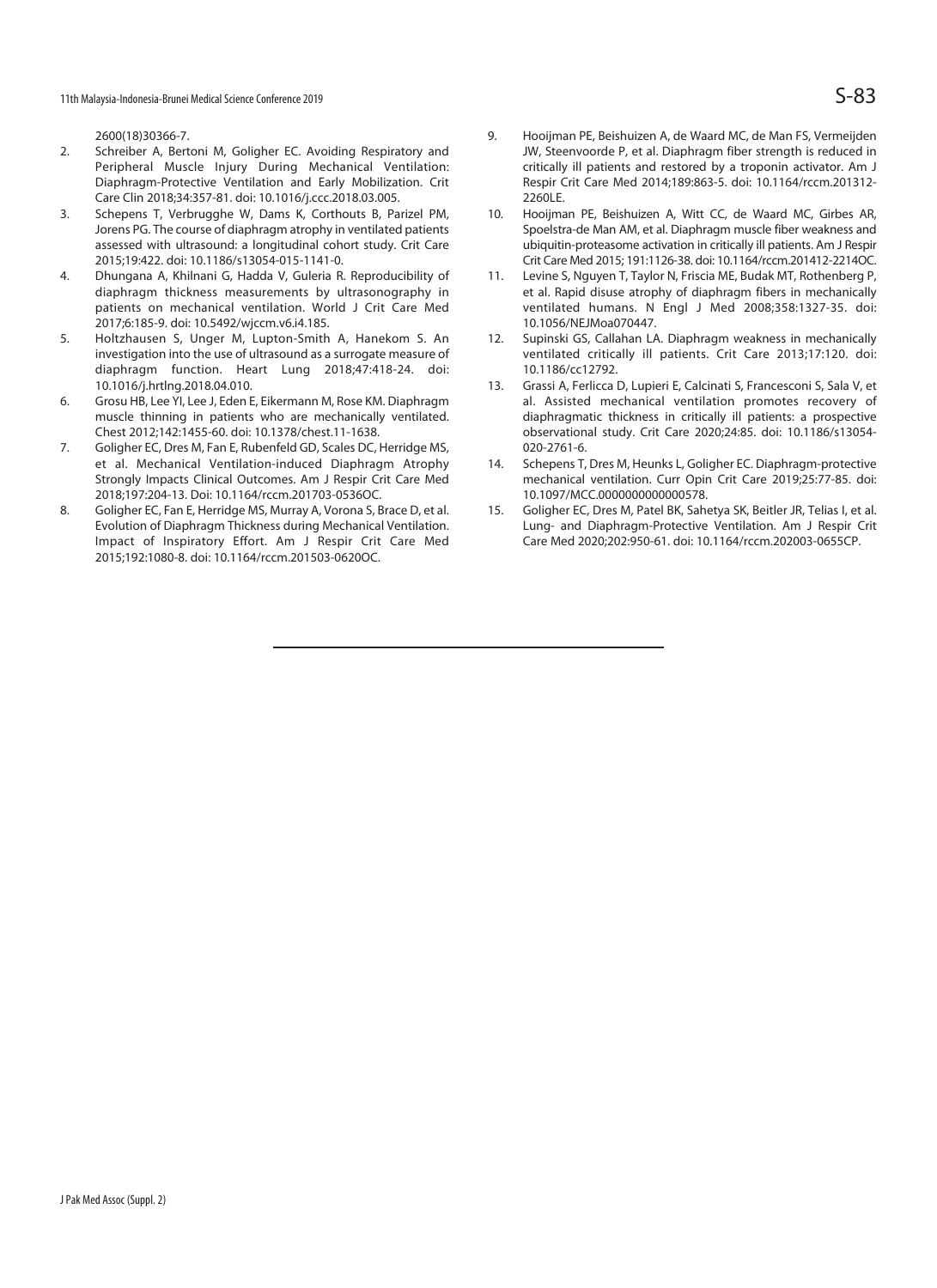2600(18)30366-7.

2. Schreiber A, Bertoni M, Goligher EC. Avoiding Respiratory and Peripheral Muscle Injury During Mechanical Ventilation: Diaphragm-Protective Ventilation and Early Mobilization. Crit Care Clin 2018;34:357-81. doi: 10.1016/j.ccc.2018.03.005.
3. Schepens T, Verbrugghe W, Dams K, Corthouts B, Parizel PM, Jorens PG. The course of diaphragm atrophy in ventilated patients assessed with ultrasound: a longitudinal cohort study. Crit Care 2015;19:422. doi: 10.1186/s13054-015-1141-0.
4. Dhungana A, Khilnani G, Hadda V, Guleria R. Reproducibility of diaphragm thickness measurements by ultrasonography in patients on mechanical ventilation. World J Crit Care Med 2017;6:185-9. doi: 10.5492/wjccm.v6.i4.185.
5. Holtzhausen S, Unger M, Lupton-Smith A, Hanekom S. An investigation into the use of ultrasound as a surrogate measure of diaphragm function. Heart Lung 2018;47:418-24. doi: 10.1016/j.hrtlng.2018.04.010.
6. Grosu HB, Lee YI, Lee J, Eden E, Eikermann M, Rose KM. Diaphragm muscle thinning in patients who are mechanically ventilated. Chest 2012;142:1455-60. doi: 10.1378/chest.11-1638.
7. Goligher EC, Dres M, Fan E, Rubenfeld GD, Scales DC, Herridge MS, et al. Mechanical Ventilation-induced Diaphragm Atrophy Strongly Impacts Clinical Outcomes. Am J Respir Crit Care Med 2018;197:204-13. Doi: 10.1164/rccm.201703-0536OC.
8. Goligher EC, Fan E, Herridge MS, Murray A, Vorona S, Brace D, et al. Evolution of Diaphragm Thickness during Mechanical Ventilation. Impact of Inspiratory Effort. Am J Respir Crit Care Med 2015;192:1080-8. doi: 10.1164/rccm.201503-0620OC.
9. Hooijman PE, Beishuizen A, de Waard MC, de Man FS, Vermeijden JW, Steenvoorde P, et al. Diaphragm fiber strength is reduced in critically ill patients and restored by a troponin activator. Am J Respir Crit Care Med 2014;189:863-5. doi: 10.1164/rccm.201312-2260LE.
10. Hooijman PE, Beishuizen A, Witt CC, de Waard MC, Girbes AR, Spoelstra-de Man AM, et al. Diaphragm muscle fiber weakness and ubiquitin-proteasome activation in critically ill patients. Am J Respir Crit Care Med 2015; 191:1126-38. doi: 10.1164/rccm.201412-2214OC.
11. Levine S, Nguyen T, Taylor N, Friscia ME, Budak MT, Rothenberg P, et al. Rapid disuse atrophy of diaphragm fibers in mechanically ventilated humans. N Engl J Med 2008;358:1327-35. doi: 10.1056/NEJMoa070447.
12. Supinski GS, Callahan LA. Diaphragm weakness in mechanically ventilated critically ill patients. Crit Care 2013;17:120. doi: 10.1186/cc12792.
13. Grassi A, Ferlicca D, Lupieri E, Calcinati S, Francesconi S, Sala V, et al. Assisted mechanical ventilation promotes recovery of diaphragmatic thickness in critically ill patients: a prospective observational study. Crit Care 2020;24:85. doi: 10.1186/s13054-020-2761-6.
14. Schepens T, Dres M, Heunks L, Goligher EC. Diaphragm-protective mechanical ventilation. Curr Opin Crit Care 2019;25:77-85. doi: 10.1097/MCC.0000000000000578.
15. Goligher EC, Dres M, Patel BK, Sahetya SK, Beitler JR, Telias I, et al. Lung- and Diaphragm-Protective Ventilation. Am J Respir Crit Care Med 2020;202:950-61. doi: 10.1164/rccm.202003-0655CP.